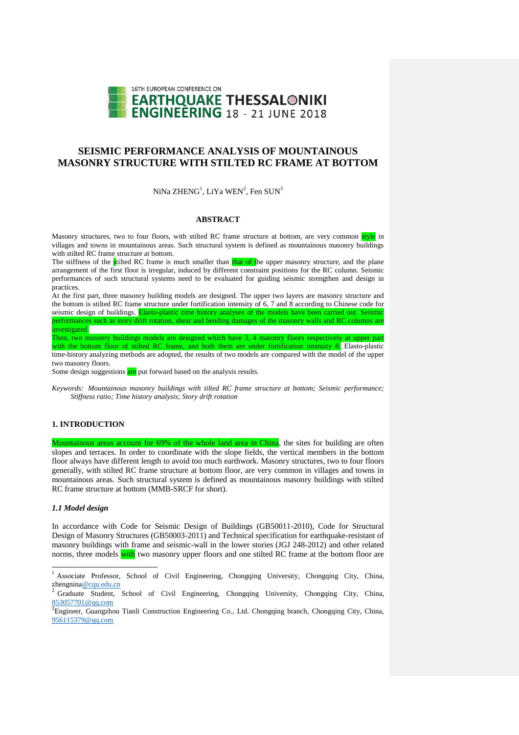# SEISMIC PERFORMANCE ANALYSIS OF MOUNTAINOUS MASONRY STRUCTURE WITH STILTED RC FRAME AT BOTTOM

NiNa ZHENG[1], LiYa WEN[2], Fen SUN[3]

## ABSTRACT

Masonry structures, two to four floors, with stilted RC frame structure at bottom, are very common style in villages and towns in mountainous areas. Such structural system is defined as mountainous masonry buildings with stilted RC frame structure at bottom.

The stiffness of the stilted RC frame is much smaller than that of the upper masonry structure, and the plane arrangement of the first floor is irregular, induced by different constraint positions for the RC column. Seismic performances of such structural systems need to be evaluated for guiding seismic strengthen and design in practices.

At the first part, three masonry building models are designed. The upper two layers are masonry structure and the bottom is stilted RC frame structure under fortification intensity of 6, 7 and 8 according to Chinese code for seismic design of buildings. Elasto-plastic time history analyses of the models have been carried out. Seismic performances such as story drift rotation, shear and bending damages of the masonry walls and RC columns are investigated.

Then, two masonry buildings models are designed which have 3, 4 masonry floors respectively at upper part with the bottom floor of stilted RC frame, and both them are under fortification intensity 8. Elasto-plastic time-history analyzing methods are adopted, the results of two models are compared with the model of the upper two masonry floors.

Some design suggestions are put forward based on the analysis results.

*Keywords: Mountainous masonry buildings with tilted RC frame structure at bottom; Seismic performance; Stiffness ratio; Time history analysis; Story drift rotation*

## 1. INTRODUCTION

Mountainous areas account for 69% of the whole land area in China, the sites for building are often slopes and terraces. In order to coordinate with the slope fields, the vertical members in the bottom floor always have different length to avoid too much earthwork. Masonry structures, two to four floors generally, with stilted RC frame structure at bottom floor, are very common in villages and towns in mountainous areas. Such structural system is defined as mountainous masonry buildings with stilted RC frame structure at bottom (MMB-SRCF for short).

### *1.1 Model design*

In accordance with Code for Seismic Design of Buildings (GB50011-2010), Code for Structural Design of Masonry Structures (GB50003-2011) and Technical specification for earthquake-resistant of masonry buildings with frame and seismic-wall in the lower stories (JGJ 248-2012) and other related norms, three models with two masonry upper floors and one stilted RC frame at the bottom floor are

---

[1] Associate Professor, School of Civil Engineering, Chongqing University, Chongqing City, China, zhengnina@cqu.edu.cn

[2] Graduate Student, School of Civil Engineering, Chongqing University, Chongqing City, China, 853057701@qq.com

[3] Engineer, Guangzhou Tianli Construction Engineering Co., Ltd. Chongqing branch, Chongqing City, China, 956115379@qq.com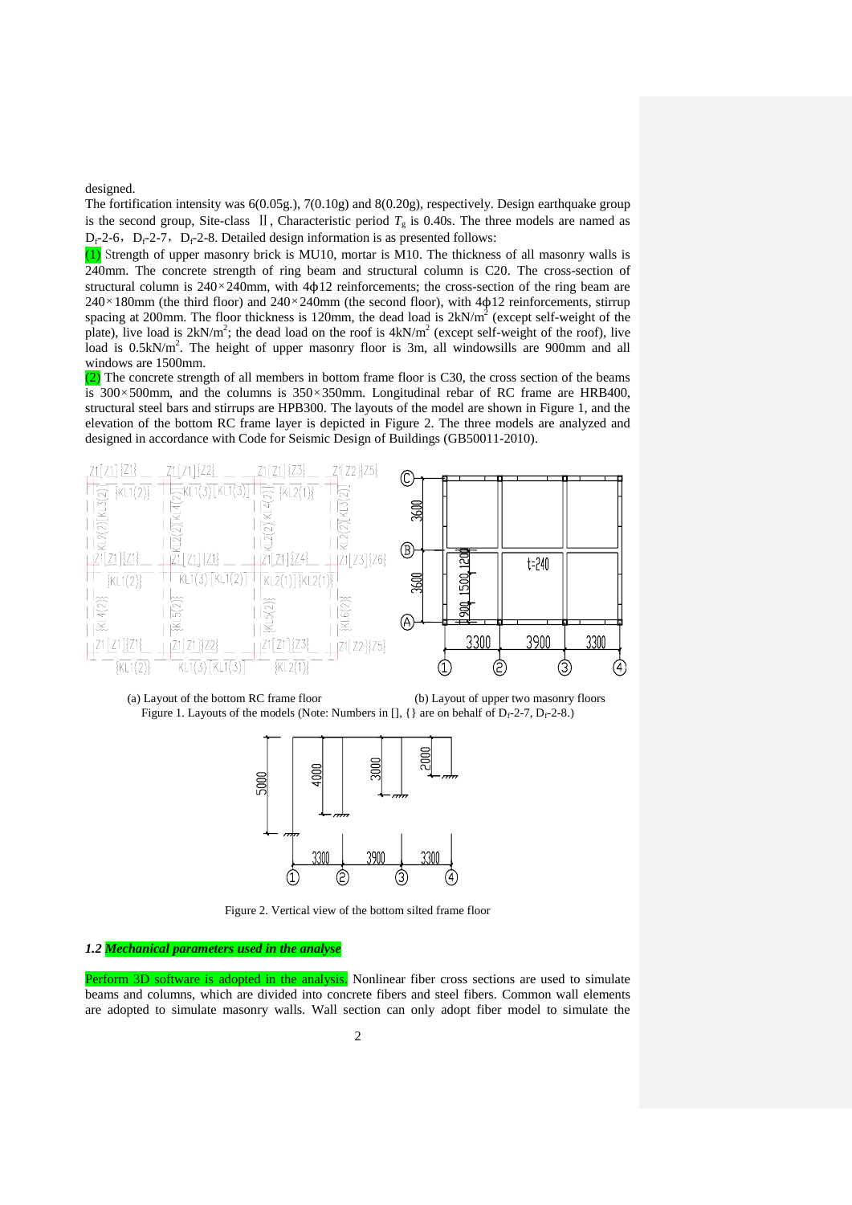designed.

The fortification intensity was 6(0.05g.), 7(0.10g) and 8(0.20g), respectively. Design earthquake group is the second group, Site-class Ⅱ, Characteristic period $T_g$ is 0.40s. The three models are named as $D_f$-2-6, $D_f$-2-7, $D_f$-2-8. Detailed design information is as presented follows:

(1) Strength of upper masonry brick is MU10, mortar is M10. The thickness of all masonry walls is 240mm. The concrete strength of ring beam and structural column is C20. The cross-section of structural column is 240×240mm, with 4ϕ12 reinforcements; the cross-section of the ring beam are 240×180mm (the third floor) and 240×240mm (the second floor), with 4ϕ12 reinforcements, stirrup spacing at 200mm. The floor thickness is 120mm, the dead load is 2kN/m$^2$ (except self-weight of the plate), live load is 2kN/m$^2$; the dead load on the roof is 4kN/m$^2$ (except self-weight of the roof), live load is 0.5kN/m$^2$. The height of upper masonry floor is 3m, all windowsills are 900mm and all windows are 1500mm.

(2) The concrete strength of all members in bottom frame floor is C30, the cross section of the beams is 300×500mm, and the columns is 350×350mm. Longitudinal rebar of RC frame are HRB400, structural steel bars and stirrups are HPB300. The layouts of the model are shown in Figure 1, and the elevation of the bottom RC frame layer is depicted in Figure 2. The three models are analyzed and designed in accordance with Code for Seismic Design of Buildings (GB50011-2010).

(a) Layout of the bottom RC frame floor (b) Layout of upper two masonry floors

Figure 1. Layouts of the models (Note: Numbers in [], {} are on behalf of $D_f$-2-7, $D_f$-2-8.)

Figure 2. Vertical view of the bottom silted frame floor

### *1.2 Mechanical parameters used in the analyse*

Perform 3D software is adopted in the analysis. Nonlinear fiber cross sections are used to simulate beams and columns, which are divided into concrete fibers and steel fibers. Common wall elements are adopted to simulate masonry walls. Wall section can only adopt fiber model to simulate the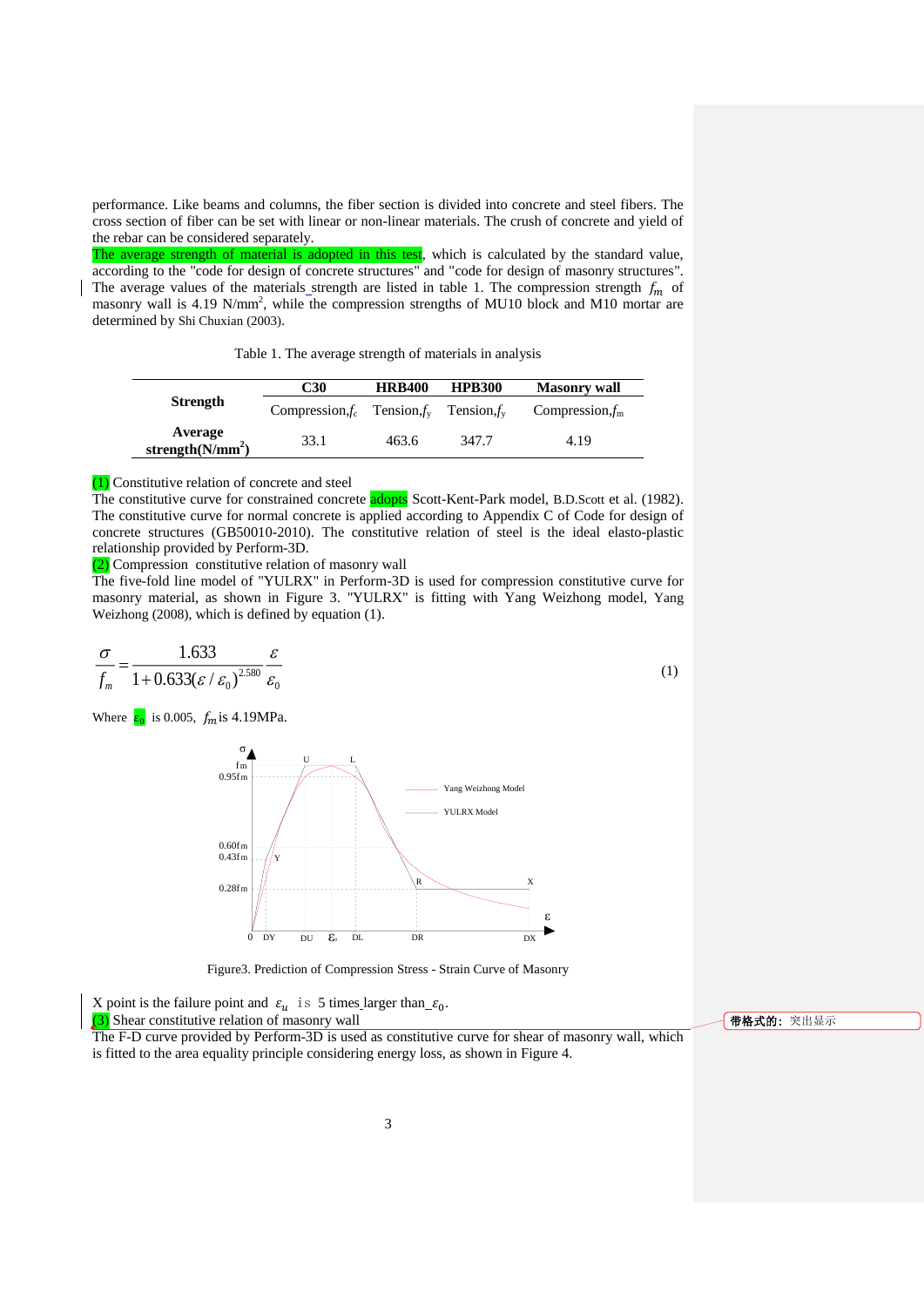performance. Like beams and columns, the fiber section is divided into concrete and steel fibers. The cross section of fiber can be set with linear or non-linear materials. The crush of concrete and yield of the rebar can be considered separately.

The average strength of material is adopted in this test, which is calculated by the standard value, according to the "code for design of concrete structures" and "code for design of masonry structures". The average values of the materials strength are listed in table 1. The compression strength $f_m$ of masonry wall is 4.19 N/mm$^2$, while the compression strengths of MU10 block and M10 mortar are determined by Shi Chuxian (2003).

Table 1. The average strength of materials in analysis

| Strength | C30 | HRB400 | HPB300 | Masonry wall |
|---|---|---|---|---|
| | Compression,$f_c$ | Tension,$f_y$ | Tension,$f_y$ | Compression,$f_m$ |
| **Average strength(N/mm$^2$)** | 33.1 | 463.6 | 347.7 | 4.19 |

(1) Constitutive relation of concrete and steel

The constitutive curve for constrained concrete adopts Scott-Kent-Park model, B.D.Scott et al. (1982). The constitutive curve for normal concrete is applied according to Appendix C of Code for design of concrete structures (GB50010-2010). The constitutive relation of steel is the ideal elasto-plastic relationship provided by Perform-3D.

(2) Compression constitutive relation of masonry wall

The five-fold line model of "YULRX" in Perform-3D is used for compression constitutive curve for masonry material, as shown in Figure 3. "YULRX" is fitting with Yang Weizhong model, Yang Weizhong (2008), which is defined by equation (1).

$$\frac{\sigma}{f_m} = \frac{1.633}{1 + 0.633(\varepsilon / \varepsilon_0)^{2.580}} \frac{\varepsilon}{\varepsilon_0} \tag{1}$$

Where $\varepsilon_0$ is 0.005, $f_m$ is 4.19MPa.

Figure3. Prediction of Compression Stress - Strain Curve of Masonry

X point is the failure point and $\varepsilon_u$ is 5 times larger than $\varepsilon_0$.

(3) Shear constitutive relation of masonry wall

The F-D curve provided by Perform-3D is used as constitutive curve for shear of masonry wall, which is fitted to the area equality principle considering energy loss, as shown in Figure 4.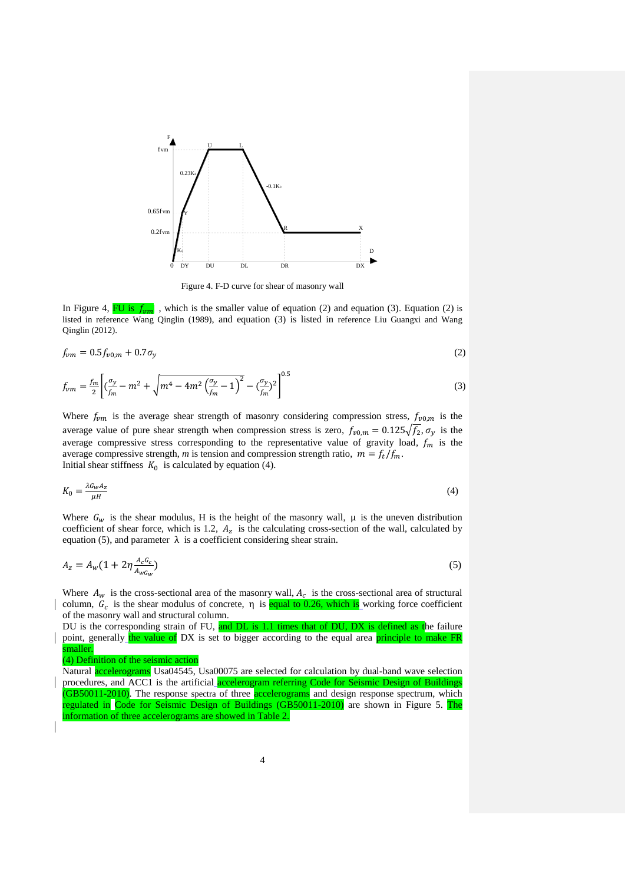Figure 4. F-D curve for shear of masonry wall

In Figure 4, FU is $f_{vm}$ , which is the smaller value of equation (2) and equation (3). Equation (2) is listed in reference Wang Qinglin (1989), and equation (3) is listed in reference Liu Guangxi and Wang Qinglin (2012).

$$f_{vm} = 0.5 f_{v0,m} + 0.7\sigma_y \tag{2}$$

$$f_{vm} = \frac{f_m}{2}\left[\left(\frac{\sigma_y}{f_m} - m^2 + \sqrt{m^4 - 4m^2\left(\frac{\sigma_y}{f_m} - 1\right)^2} - \left(\frac{\sigma_y}{f_m}\right)^2\right]^{0.5} \tag{3}$$

Where $f_{vm}$ is the average shear strength of masonry considering compression stress, $f_{v0,m}$ is the average value of pure shear strength when compression stress is zero, $f_{v0,m} = 0.125\sqrt{f_2}$, $\sigma_y$ is the average compressive stress corresponding to the representative value of gravity load, $f_m$ is the average compressive strength, *m* is tension and compression strength ratio, $m = f_t/f_m$.
Initial shear stiffness $K_0$ is calculated by equation (4).

$$K_0 = \frac{\lambda G_w A_z}{\mu H} \tag{4}$$

Where $G_w$ is the shear modulus, H is the height of the masonry wall, μ is the uneven distribution coefficient of shear force, which is 1.2, $A_z$ is the calculating cross-section of the wall, calculated by equation (5), and parameter λ is a coefficient considering shear strain.

$$A_z = A_w\left(1 + 2\eta\frac{A_c G_c}{A_{wG_w}}\right) \tag{5}$$

Where $A_w$ is the cross-sectional area of the masonry wall, $A_c$ is the cross-sectional area of structural column, $G_c$ is the shear modulus of concrete, η is equal to 0.26, which is working force coefficient of the masonry wall and structural column.
DU is the corresponding strain of FU, and DL is 1.1 times that of DU, DX is defined as the failure point, generally the value of DX is set to bigger according to the equal area principle to make FR smaller.

(4) Definition of the seismic action

Natural accelerograms Usa04545, Usa00075 are selected for calculation by dual-band wave selection procedures, and ACC1 is the artificial accelerogram referring Code for Seismic Design of Buildings (GB50011-2010). The response spectra of three accelerograms and design response spectrum, which regulated in Code for Seismic Design of Buildings (GB50011-2010) are shown in Figure 5. The information of three accelerograms are showed in Table 2.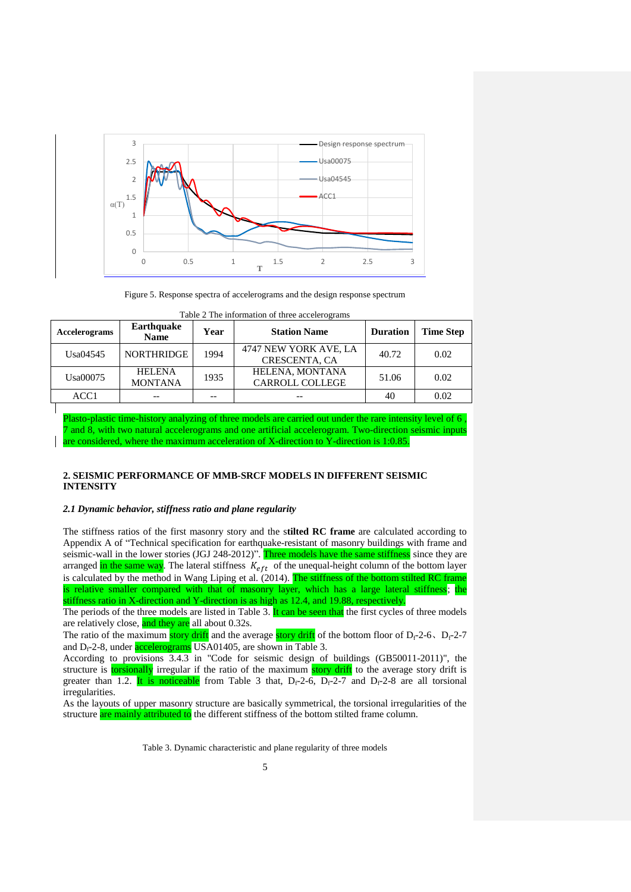Figure 5. Response spectra of accelerograms and the design response spectrum

Table 2 The information of three accelerograms

| Accelerograms | Earthquake Name | Year | Station Name | Duration | Time Step |
|---|---|---|---|---|---|
| Usa04545 | NORTHRIDGE | 1994 | 4747 NEW YORK AVE, LA CRESCENTA, CA | 40.72 | 0.02 |
| Usa00075 | HELENA MONTANA | 1935 | HELENA, MONTANA CARROLL COLLEGE | 51.06 | 0.02 |
| ACC1 | -- | -- | -- | 40 | 0.02 |

Plasto-plastic time-history analyzing of three models are carried out under the rare intensity level of 6 , 7 and 8, with two natural accelerograms and one artificial accelerogram. Two-direction seismic inputs are considered, where the maximum acceleration of X-direction to Y-direction is 1:0.85.

## 2. SEISMIC PERFORMANCE OF MMB-SRCF MODELS IN DIFFERENT SEISMIC INTENSITY

### *2.1 Dynamic behavior, stiffness ratio and plane regularity*

The stiffness ratios of the first masonry story and the s**tilted RC frame** are calculated according to Appendix A of "Technical specification for earthquake-resistant of masonry buildings with frame and seismic-wall in the lower stories (JGJ 248-2012)". Three models have the same stiffness since they are arranged in the same way. The lateral stiffness $K_{eft}$ of the unequal-height column of the bottom layer is calculated by the method in Wang Liping et al. (2014). The stiffness of the bottom stilted RC frame is relative smaller compared with that of masonry layer, which has a large lateral stiffness; the stiffness ratio in X-direction and Y-direction is as high as 12.4, and 19.88, respectively.

The periods of the three models are listed in Table 3. It can be seen that the first cycles of three models are relatively close, and they are all about 0.32s.

The ratio of the maximum story drift and the average story drift of the bottom floor of $D_f$-2-6、$D_f$-2-7 and $D_f$-2-8, under accelerograms USA01405, are shown in Table 3.

According to provisions 3.4.3 in "Code for seismic design of buildings (GB50011-2011)", the structure is torsionally irregular if the ratio of the maximum story drift to the average story drift is greater than 1.2. It is noticeable from Table 3 that, $D_f$-2-6, $D_f$-2-7 and $D_f$-2-8 are all torsional irregularities.

As the layouts of upper masonry structure are basically symmetrical, the torsional irregularities of the structure are mainly attributed to the different stiffness of the bottom stilted frame column.

Table 3. Dynamic characteristic and plane regularity of three models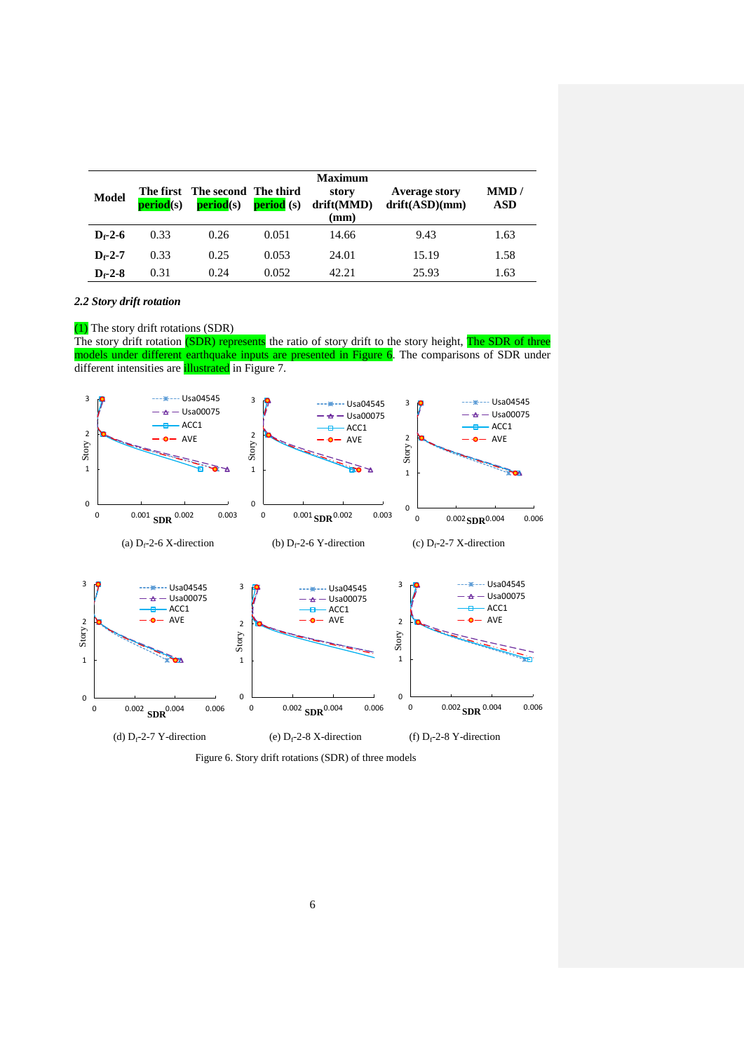| Model | The first period(s) | The second period(s) | The third period (s) | Maximum story drift(MMD) (mm) | Average story drift(ASD)(mm) | MMD / ASD |
|---|---|---|---|---|---|---|
| **$D_f$-2-6** | 0.33 | 0.26 | 0.051 | 14.66 | 9.43 | 1.63 |
| **$D_f$-2-7** | 0.33 | 0.25 | 0.053 | 24.01 | 15.19 | 1.58 |
| **$D_f$-2-8** | 0.31 | 0.24 | 0.052 | 42.21 | 25.93 | 1.63 |

### *2.2 Story drift rotation*

(1) The story drift rotations (SDR)

The story drift rotation (SDR) represents the ratio of story drift to the story height, The SDR of three models under different earthquake inputs are presented in Figure 6. The comparisons of SDR under different intensities are illustrated in Figure 7.

(a) $D_f$-2-6 X-direction

(b) $D_f$-2-6 Y-direction

(c) $D_f$-2-7 X-direction

(d) $D_f$-2-7 Y-direction

(e) $D_f$-2-8 X-direction

(f) $D_f$-2-8 Y-direction

Figure 6. Story drift rotations (SDR) of three models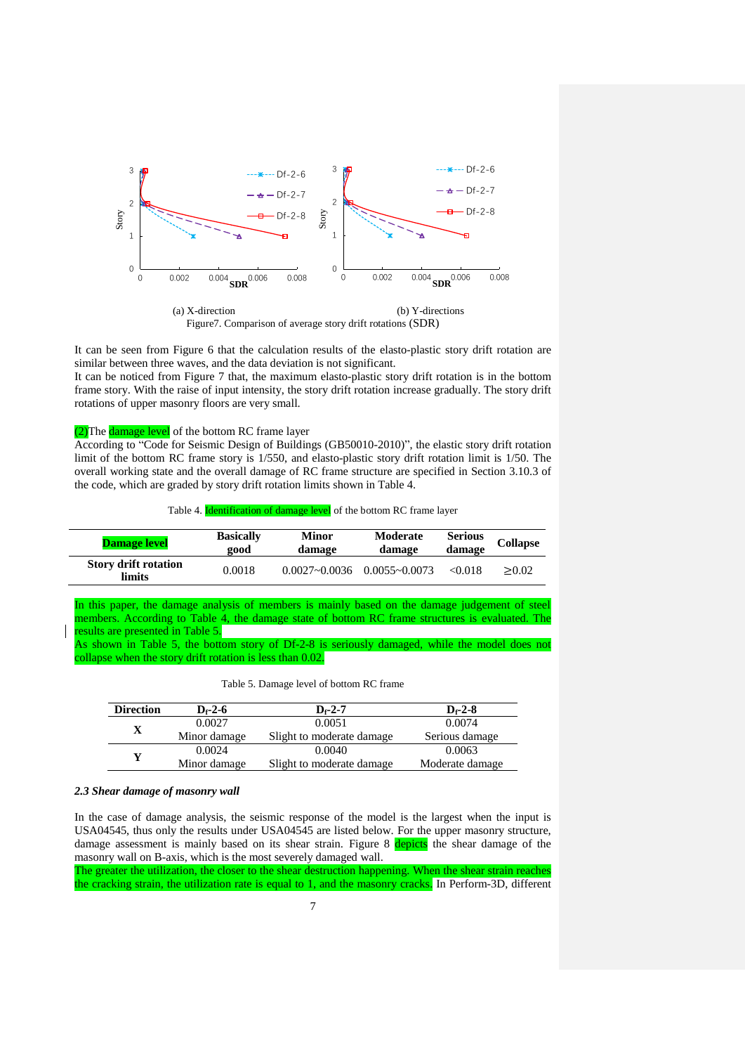(a) X-direction (b) Y-directions

Figure7. Comparison of average story drift rotations (SDR)

It can be seen from Figure 6 that the calculation results of the elasto-plastic story drift rotation are similar between three waves, and the data deviation is not significant.

It can be noticed from Figure 7 that, the maximum elasto-plastic story drift rotation is in the bottom frame story. With the raise of input intensity, the story drift rotation increase gradually. The story drift rotations of upper masonry floors are very small.

(2)The damage level of the bottom RC frame layer

According to “Code for Seismic Design of Buildings (GB50010-2010)”, the elastic story drift rotation limit of the bottom RC frame story is 1/550, and elasto-plastic story drift rotation limit is 1/50. The overall working state and the overall damage of RC frame structure are specified in Section 3.10.3 of the code, which are graded by story drift rotation limits shown in Table 4.

Table 4. Identification of damage level of the bottom RC frame layer

| Damage level | Basically good | Minor damage | Moderate damage | Serious damage | Collapse |
|---|---|---|---|---|---|
| Story drift rotation limits | 0.0018 | 0.0027~0.0036 | 0.0055~0.0073 | <0.018 | ≥0.02 |

In this paper, the damage analysis of members is mainly based on the damage judgement of steel members. According to Table 4, the damage state of bottom RC frame structures is evaluated. The results are presented in Table 5.

As shown in Table 5, the bottom story of Df-2-8 is seriously damaged, while the model does not collapse when the story drift rotation is less than 0.02.

Table 5. Damage level of bottom RC frame

| Direction | $D_f$-2-6 | $D_f$-2-7 | $D_f$-2-8 |
|---|---|---|---|
| X | 0.0027<br>Minor damage | 0.0051<br>Slight to moderate damage | 0.0074<br>Serious damage |
| Y | 0.0024<br>Minor damage | 0.0040<br>Slight to moderate damage | 0.0063<br>Moderate damage |

### *2.3 Shear damage of masonry wall*

In the case of damage analysis, the seismic response of the model is the largest when the input is USA04545, thus only the results under USA04545 are listed below. For the upper masonry structure, damage assessment is mainly based on its shear strain. Figure 8 depicts the shear damage of the masonry wall on B-axis, which is the most severely damaged wall.

The greater the utilization, the closer to the shear destruction happening. When the shear strain reaches the cracking strain, the utilization rate is equal to 1, and the masonry cracks. In Perform-3D, different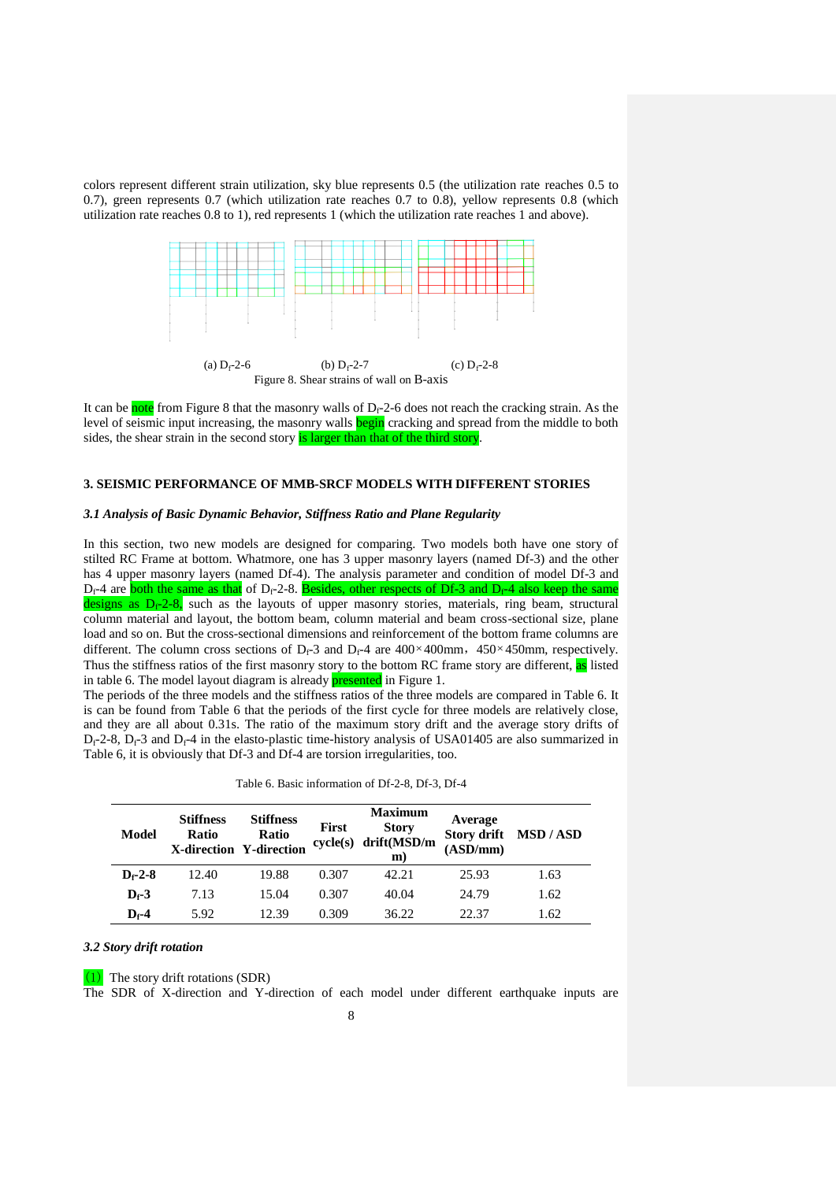colors represent different strain utilization, sky blue represents 0.5 (the utilization rate reaches 0.5 to 0.7), green represents 0.7 (which utilization rate reaches 0.7 to 0.8), yellow represents 0.8 (which utilization rate reaches 0.8 to 1), red represents 1 (which the utilization rate reaches 1 and above).

(a) $D_f$-2-6 (b) $D_f$-2-7 (c) $D_f$-2-8

Figure 8. Shear strains of wall on B-axis

It can be note from Figure 8 that the masonry walls of $D_f$-2-6 does not reach the cracking strain. As the level of seismic input increasing, the masonry walls begin cracking and spread from the middle to both sides, the shear strain in the second story is larger than that of the third story.

## 3. SEISMIC PERFORMANCE OF MMB-SRCF MODELS WITH DIFFERENT STORIES

### *3.1 Analysis of Basic Dynamic Behavior, Stiffness Ratio and Plane Regularity*

In this section, two new models are designed for comparing. Two models both have one story of stilted RC Frame at bottom. Whatmore, one has 3 upper masonry layers (named Df-3) and the other has 4 upper masonry layers (named Df-4). The analysis parameter and condition of model Df-3 and $D_f$-4 are both the same as that of $D_f$-2-8. Besides, other respects of Df-3 and $D_f$-4 also keep the same designs as $D_f$-2-8, such as the layouts of upper masonry stories, materials, ring beam, structural column material and layout, the bottom beam, column material and beam cross-sectional size, plane load and so on. But the cross-sectional dimensions and reinforcement of the bottom frame columns are different. The column cross sections of $D_f$-3 and $D_f$-4 are 400×400mm，450×450mm, respectively. Thus the stiffness ratios of the first masonry story to the bottom RC frame story are different, as listed in table 6. The model layout diagram is already presented in Figure 1.

The periods of the three models and the stiffness ratios of the three models are compared in Table 6. It is can be found from Table 6 that the periods of the first cycle for three models are relatively close, and they are all about 0.31s. The ratio of the maximum story drift and the average story drifts of $D_f$-2-8, $D_f$-3 and $D_f$-4 in the elasto-plastic time-history analysis of USA01405 are also summarized in Table 6, it is obviously that Df-3 and Df-4 are torsion irregularities, too.

Table 6. Basic information of Df-2-8, Df-3, Df-4

| Model | Stiffness Ratio X-direction | Stiffness Ratio Y-direction | First cycle(s) | Maximum Story drift(MSD/mm) | Average Story drift (ASD/mm) | MSD / ASD |
|---|---|---|---|---|---|---|
| **$D_f$-2-8** | 12.40 | 19.88 | 0.307 | 42.21 | 25.93 | 1.63 |
| **$D_f$-3** | 7.13 | 15.04 | 0.307 | 40.04 | 24.79 | 1.62 |
| **$D_f$-4** | 5.92 | 12.39 | 0.309 | 36.22 | 22.37 | 1.62 |

### *3.2 Story drift rotation*

(1) The story drift rotations (SDR)

The SDR of X-direction and Y-direction of each model under different earthquake inputs are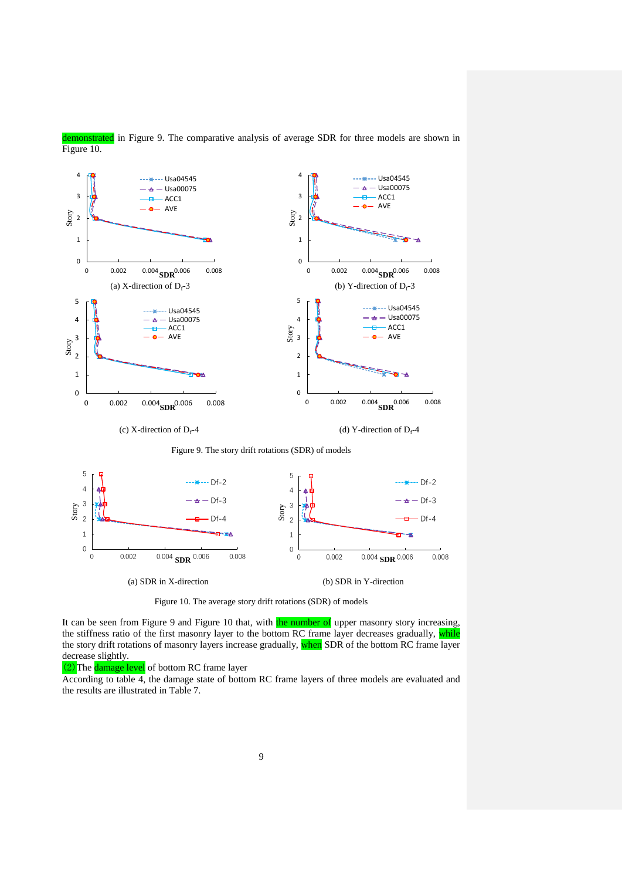demonstrated in Figure 9. The comparative analysis of average SDR for three models are shown in Figure 10.

(a) X-direction of $D_f$-3

(b) Y-direction of $D_f$-3

(c) X-direction of $D_f$-4

(d) Y-direction of $D_f$-4

Figure 9. The story drift rotations (SDR) of models

(a) SDR in X-direction

(b) SDR in Y-direction

Figure 10. The average story drift rotations (SDR) of models

It can be seen from Figure 9 and Figure 10 that, with the number of upper masonry story increasing, the stiffness ratio of the first masonry layer to the bottom RC frame layer decreases gradually, while the story drift rotations of masonry layers increase gradually, when SDR of the bottom RC frame layer decrease slightly.

(2) The damage level of bottom RC frame layer

According to table 4, the damage state of bottom RC frame layers of three models are evaluated and the results are illustrated in Table 7.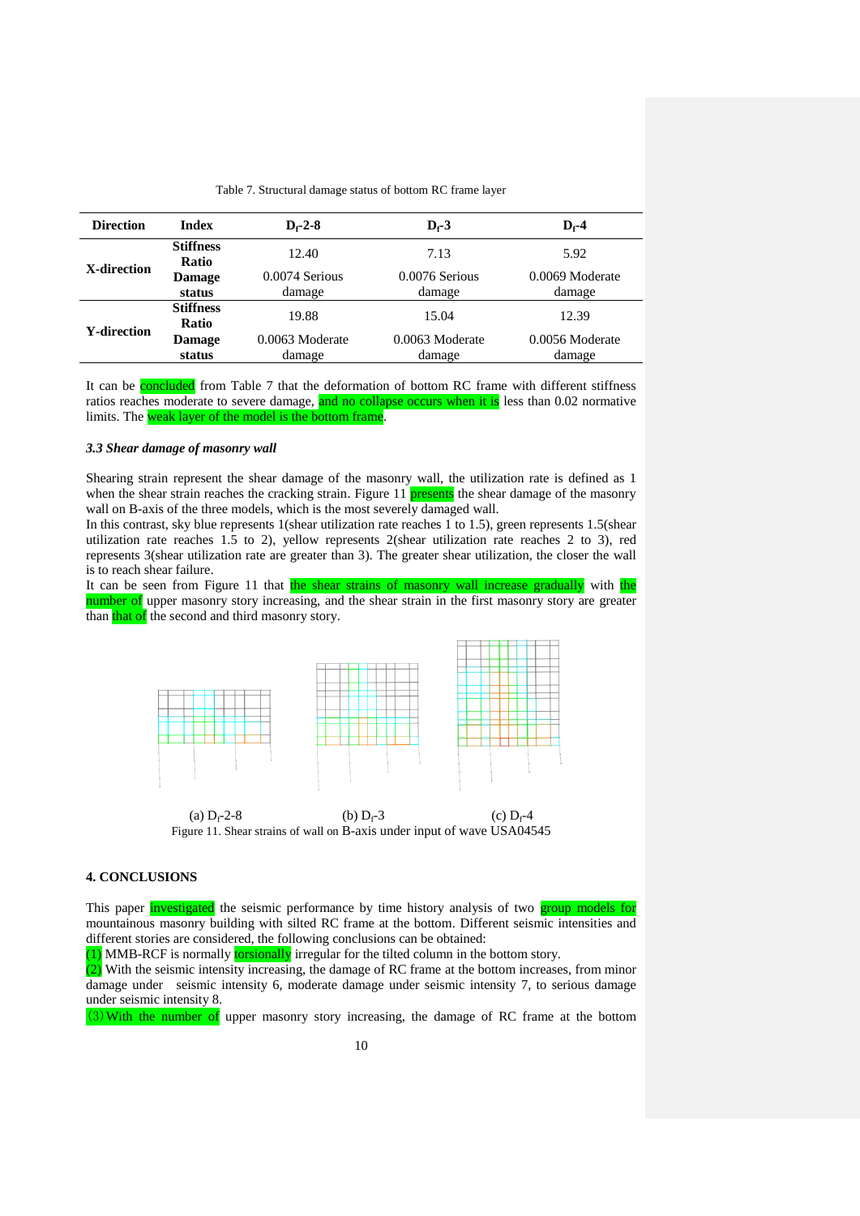Table 7. Structural damage status of bottom RC frame layer

| Direction | Index | $D_f$-2-8 | $D_f$-3 | $D_f$-4 |
|---|---|---|---|---|
| X-direction | Stiffness Ratio | 12.40 | 7.13 | 5.92 |
| | Damage status | 0.0074 Serious damage | 0.0076 Serious damage | 0.0069 Moderate damage |
| Y-direction | Stiffness Ratio | 19.88 | 15.04 | 12.39 |
| | Damage status | 0.0063 Moderate damage | 0.0063 Moderate damage | 0.0056 Moderate damage |

It can be concluded from Table 7 that the deformation of bottom RC frame with different stiffness ratios reaches moderate to severe damage, and no collapse occurs when it is less than 0.02 normative limits. The weak layer of the model is the bottom frame.

### *3.3 Shear damage of masonry wall*

Shearing strain represent the shear damage of the masonry wall, the utilization rate is defined as 1 when the shear strain reaches the cracking strain. Figure 11 presents the shear damage of the masonry wall on B-axis of the three models, which is the most severely damaged wall.

In this contrast, sky blue represents 1(shear utilization rate reaches 1 to 1.5), green represents 1.5(shear utilization rate reaches 1.5 to 2), yellow represents 2(shear utilization rate reaches 2 to 3), red represents 3(shear utilization rate are greater than 3). The greater shear utilization, the closer the wall is to reach shear failure.

It can be seen from Figure 11 that the shear strains of masonry wall increase gradually with the number of upper masonry story increasing, and the shear strain in the first masonry story are greater than that of the second and third masonry story.

(a) $D_f$-2-8 (b) $D_f$-3 (c) $D_f$-4

Figure 11. Shear strains of wall on B-axis under input of wave USA04545

## 4. CONCLUSIONS

This paper investigated the seismic performance by time history analysis of two group models for mountainous masonry building with silted RC frame at the bottom. Different seismic intensities and different stories are considered, the following conclusions can be obtained:

(1) MMB-RCF is normally torsionally irregular for the tilted column in the bottom story.

(2) With the seismic intensity increasing, the damage of RC frame at the bottom increases, from minor damage under seismic intensity 6, moderate damage under seismic intensity 7, to serious damage under seismic intensity 8.

(3) With the number of upper masonry story increasing, the damage of RC frame at the bottom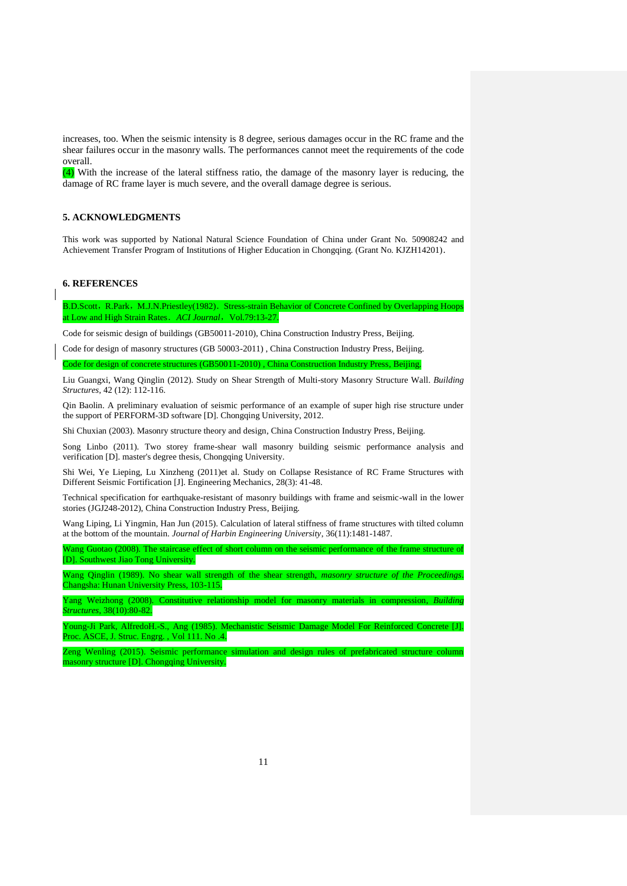increases, too. When the seismic intensity is 8 degree, serious damages occur in the RC frame and the shear failures occur in the masonry walls. The performances cannot meet the requirements of the code overall.

(4) With the increase of the lateral stiffness ratio, the damage of the masonry layer is reducing, the damage of RC frame layer is much severe, and the overall damage degree is serious.

## 5. ACKNOWLEDGMENTS

This work was supported by National Natural Science Foundation of China under Grant No. 50908242 and Achievement Transfer Program of Institutions of Higher Education in Chongqing. (Grant No. KJZH14201).

## 6. REFERENCES

B.D.Scott，R.Park，M.J.N.Priestley(1982)．Stress-strain Behavior of Concrete Confined by Overlapping Hoops at Low and High Strain Rates．*ACI Journal*，Vol.79:13-27.

Code for seismic design of buildings (GB50011-2010), China Construction Industry Press, Beijing.

Code for design of masonry structures (GB 50003-2011) , China Construction Industry Press, Beijing.

Code for design of concrete structures (GB50011-2010) , China Construction Industry Press, Beijing.

Liu Guangxi, Wang Qinglin (2012). Study on Shear Strength of Multi-story Masonry Structure Wall. *Building Structures*, 42 (12): 112-116.

Qin Baolin. A preliminary evaluation of seismic performance of an example of super high rise structure under the support of PERFORM-3D software [D]. Chongqing University, 2012.

Shi Chuxian (2003). Masonry structure theory and design, China Construction Industry Press, Beijing.

Song Linbo (2011). Two storey frame-shear wall masonry building seismic performance analysis and verification [D]. master's degree thesis, Chongqing University.

Shi Wei, Ye Lieping, Lu Xinzheng (2011)et al. Study on Collapse Resistance of RC Frame Structures with Different Seismic Fortification [J]. Engineering Mechanics, 28(3): 41-48.

Technical specification for earthquake-resistant of masonry buildings with frame and seismic-wall in the lower stories (JGJ248-2012), China Construction Industry Press, Beijing.

Wang Liping, Li Yingmin, Han Jun (2015). Calculation of lateral stiffness of frame structures with tilted column at the bottom of the mountain. *Journal of Harbin Engineering University*, 36(11):1481-1487.

Wang Guotao (2008). The staircase effect of short column on the seismic performance of the frame structure of [D]. Southwest Jiao Tong University.

Wang Qinglin (1989). No shear wall strength of the shear strength, *masonry structure of the Proceedings*. Changsha: Hunan University Press, 103-115.

Yang Weizhong (2008). Constitutive relationship model for masonry materials in compression, *Building Structures*, 38(10):80-82.

Young-Ji Park, AlfredoH.-S., Ang (1985). Mechanistic Seismic Damage Model For Reinforced Concrete [J]. Proc. ASCE, J. Struc. Engrg. , Vol 111. No .4.

Zeng Wenling (2015). Seismic performance simulation and design rules of prefabricated structure column masonry structure [D]. Chongqing University.